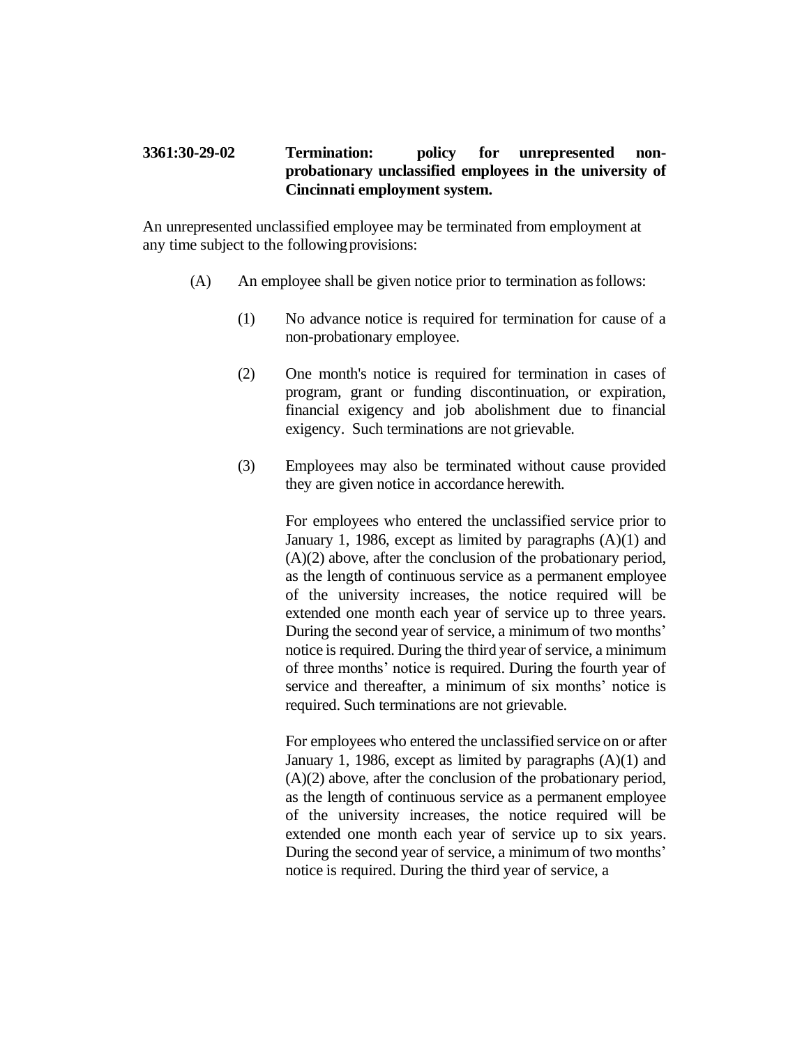**3361:30-29-02 Termination: policy for unrepresented non-probationary unclassified employees in the university of Cincinnati employment system.**

An unrepresented unclassified employee may be terminated from employment at any time subject to the following provisions:

(A) An employee shall be given notice prior to termination as follows:

(1) No advance notice is required for termination for cause of a non-probationary employee.

(2) One month's notice is required for termination in cases of program, grant or funding discontinuation, or expiration, financial exigency and job abolishment due to financial exigency. Such terminations are not grievable.

(3) Employees may also be terminated without cause provided they are given notice in accordance herewith.

For employees who entered the unclassified service prior to January 1, 1986, except as limited by paragraphs (A)(1) and (A)(2) above, after the conclusion of the probationary period, as the length of continuous service as a permanent employee of the university increases, the notice required will be extended one month each year of service up to three years. During the second year of service, a minimum of two months' notice is required. During the third year of service, a minimum of three months' notice is required. During the fourth year of service and thereafter, a minimum of six months' notice is required. Such terminations are not grievable.

For employees who entered the unclassified service on or after January 1, 1986, except as limited by paragraphs (A)(1) and (A)(2) above, after the conclusion of the probationary period, as the length of continuous service as a permanent employee of the university increases, the notice required will be extended one month each year of service up to six years. During the second year of service, a minimum of two months' notice is required. During the third year of service, a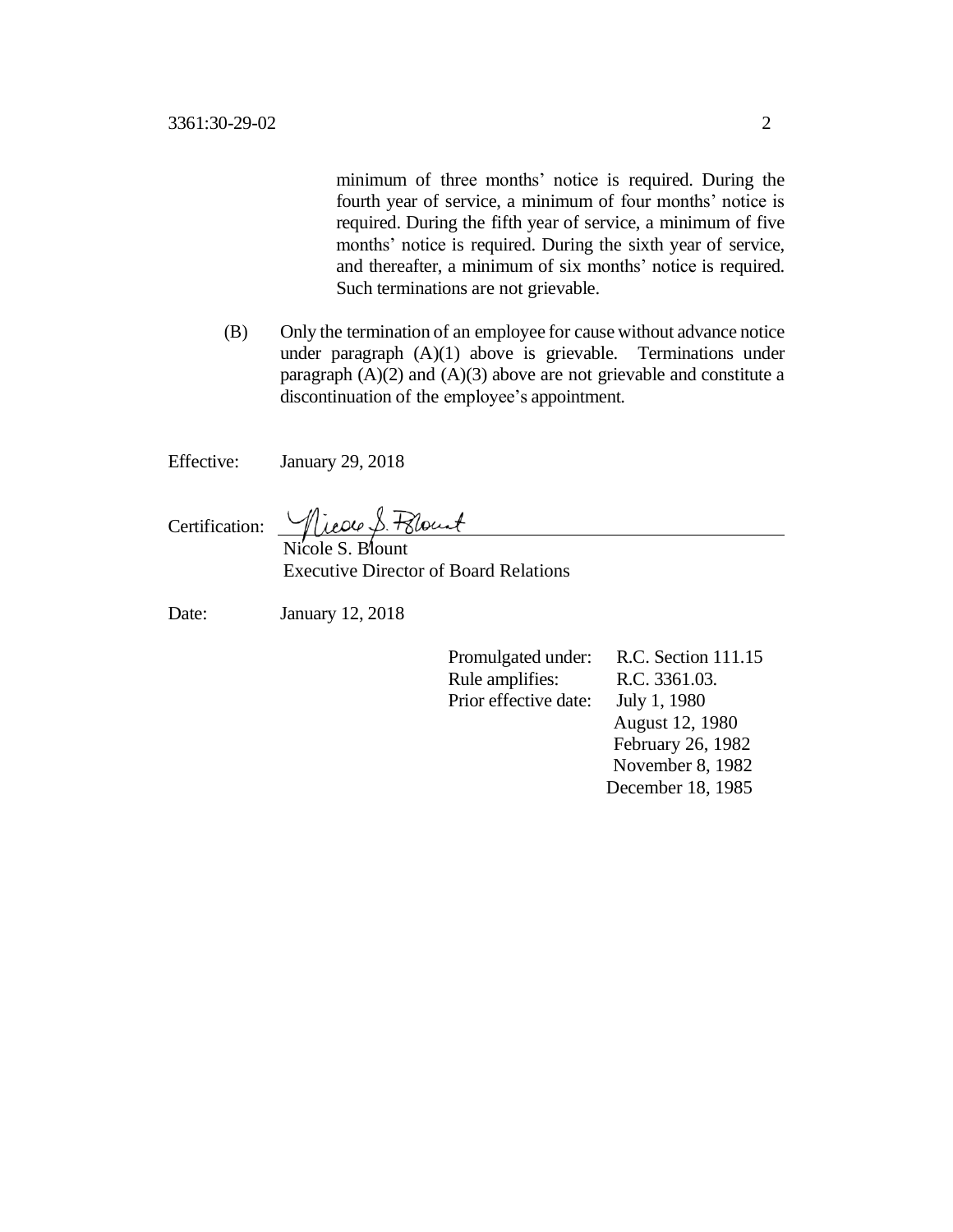minimum of three months' notice is required. During the fourth year of service, a minimum of four months' notice is required. During the fifth year of service, a minimum of five months' notice is required. During the sixth year of service, and thereafter, a minimum of six months' notice is required. Such terminations are not grievable.

(B) Only the termination of an employee for cause without advance notice under paragraph (A)(1) above is grievable. Terminations under paragraph (A)(2) and (A)(3) above are not grievable and constitute a discontinuation of the employee's appointment.

Effective: January 29, 2018

Certification: Nicole S. Blount

Nicole S. Blount
Executive Director of Board Relations

Date: January 12, 2018

Promulgated under: R.C. Section 111.15
Rule amplifies: R.C. 3361.03.
Prior effective date: July 1, 1980
August 12, 1980
February 26, 1982
November 8, 1982
December 18, 1985